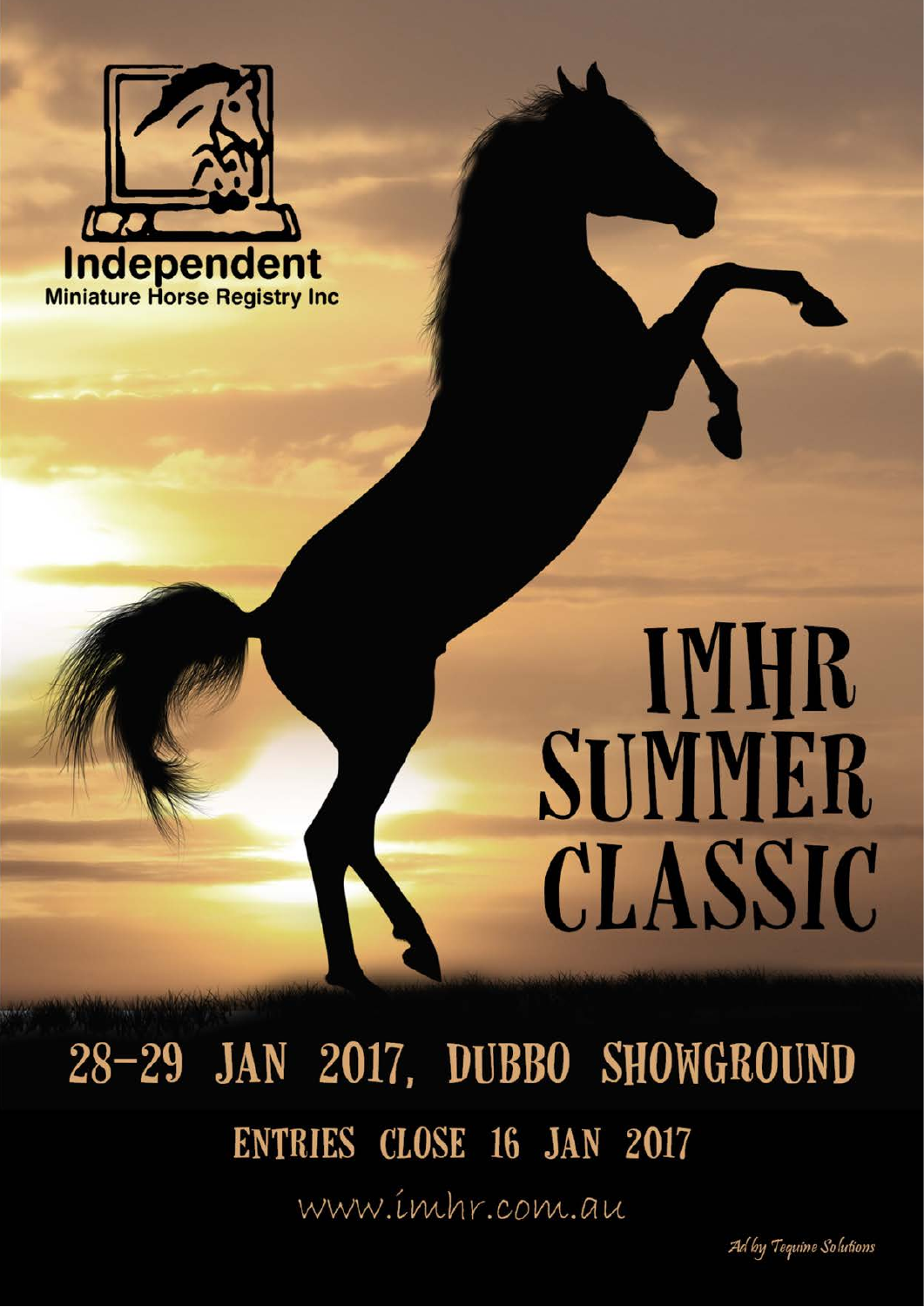Independent
Miniature Horse Registry Inc

# IMHR SUMMER CLASSIC

## 28–29 JAN 2017, DUBBO SHOWGROUND

### ENTRIES CLOSE 16 JAN 2017

www.imhr.com.au

*Ad by Tequine Solutions*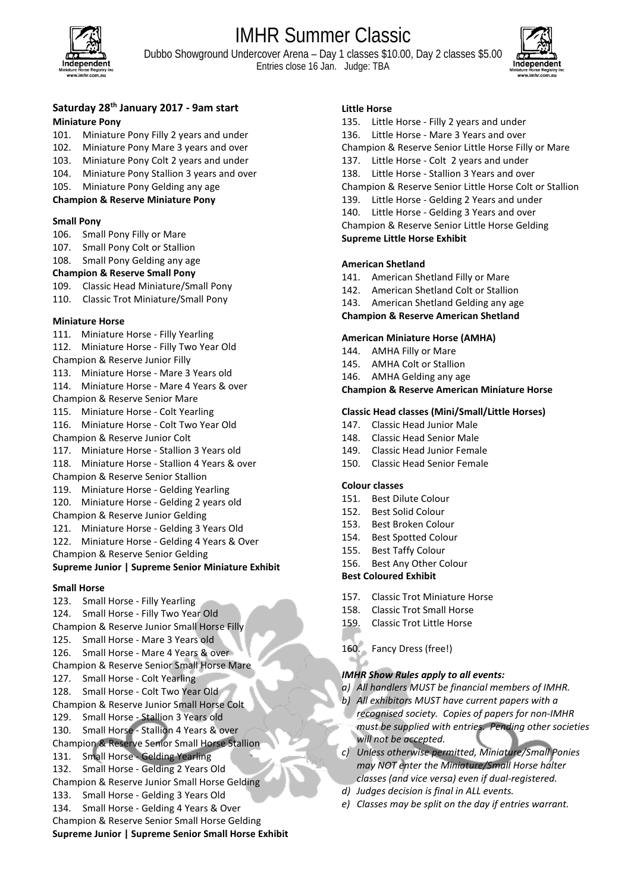# IMHR Summer Classic

Dubbo Showground Undercover Arena – Day 1 classes $10.00, Day 2 classes $5.00
Entries close 16 Jan. Judge: TBA

## Saturday 28th January 2017 - 9am start

### Miniature Pony

101. Miniature Pony Filly 2 years and under
102. Miniature Pony Mare 3 years and over
103. Miniature Pony Colt 2 years and under
104. Miniature Pony Stallion 3 years and over
105. Miniature Pony Gelding any age

**Champion & Reserve Miniature Pony**

### Small Pony

106. Small Pony Filly or Mare
107. Small Pony Colt or Stallion
108. Small Pony Gelding any age

**Champion & Reserve Small Pony**

109. Classic Head Miniature/Small Pony
110. Classic Trot Miniature/Small Pony

### Miniature Horse

111. Miniature Horse - Filly Yearling
112. Miniature Horse - Filly Two Year Old

Champion & Reserve Junior Filly

113. Miniature Horse - Mare 3 Years old
114. Miniature Horse - Mare 4 Years & over

Champion & Reserve Senior Mare

115. Miniature Horse - Colt Yearling
116. Miniature Horse - Colt Two Year Old

Champion & Reserve Junior Colt

117. Miniature Horse - Stallion 3 Years old
118. Miniature Horse - Stallion 4 Years & over

Champion & Reserve Senior Stallion

119. Miniature Horse - Gelding Yearling
120. Miniature Horse - Gelding 2 years old

Champion & Reserve Junior Gelding

121. Miniature Horse - Gelding 3 Years Old
122. Miniature Horse - Gelding 4 Years & Over

Champion & Reserve Senior Gelding

**Supreme Junior | Supreme Senior Miniature Exhibit**

### Small Horse

123. Small Horse - Filly Yearling
124. Small Horse - Filly Two Year Old

Champion & Reserve Junior Small Horse Filly

125. Small Horse - Mare 3 Years old
126. Small Horse - Mare 4 Years & over

Champion & Reserve Senior Small Horse Mare

127. Small Horse - Colt Yearling
128. Small Horse - Colt Two Year Old

Champion & Reserve Junior Small Horse Colt

129. Small Horse - Stallion 3 Years old
130. Small Horse - Stallion 4 Years & over

Champion & Reserve Senior Small Horse Stallion

131. Small Horse - Gelding Yearling
132. Small Horse - Gelding 2 Years Old

Champion & Reserve Junior Small Horse Gelding

133. Small Horse - Gelding 3 Years Old
134. Small Horse - Gelding 4 Years & Over

Champion & Reserve Senior Small Horse Gelding

**Supreme Junior | Supreme Senior Small Horse Exhibit**

### Little Horse

135. Little Horse - Filly 2 years and under
136. Little Horse - Mare 3 Years and over

Champion & Reserve Senior Little Horse Filly or Mare

137. Little Horse - Colt 2 years and under
138. Little Horse - Stallion 3 Years and over

Champion & Reserve Senior Little Horse Colt or Stallion

139. Little Horse - Gelding 2 Years and under
140. Little Horse - Gelding 3 Years and over

Champion & Reserve Senior Little Horse Gelding

**Supreme Little Horse Exhibit**

### American Shetland

141. American Shetland Filly or Mare
142. American Shetland Colt or Stallion
143. American Shetland Gelding any age

**Champion & Reserve American Shetland**

### American Miniature Horse (AMHA)

144. AMHA Filly or Mare
145. AMHA Colt or Stallion
146. AMHA Gelding any age

**Champion & Reserve American Miniature Horse**

### Classic Head classes (Mini/Small/Little Horses)

147. Classic Head Junior Male
148. Classic Head Senior Male
149. Classic Head Junior Female
150. Classic Head Senior Female

### Colour classes

151. Best Dilute Colour
152. Best Solid Colour
153. Best Broken Colour
154. Best Spotted Colour
155. Best Taffy Colour
156. Best Any Other Colour

**Best Coloured Exhibit**

157. Classic Trot Miniature Horse
158. Classic Trot Small Horse
159. Classic Trot Little Horse

160. Fancy Dress (free!)

***IMHR Show Rules apply to all events:***

*a) All handlers MUST be financial members of IMHR.*
*b) All exhibitors MUST have current papers with a recognised society. Copies of papers for non-IMHR must be supplied with entries. Pending other societies will not be accepted.*
*c) Unless otherwise permitted, Miniature/Small Ponies may NOT enter the Miniature/Small Horse halter classes (and vice versa) even if dual-registered.*
*d) Judges decision is final in ALL events.*
*e) Classes may be split on the day if entries warrant.*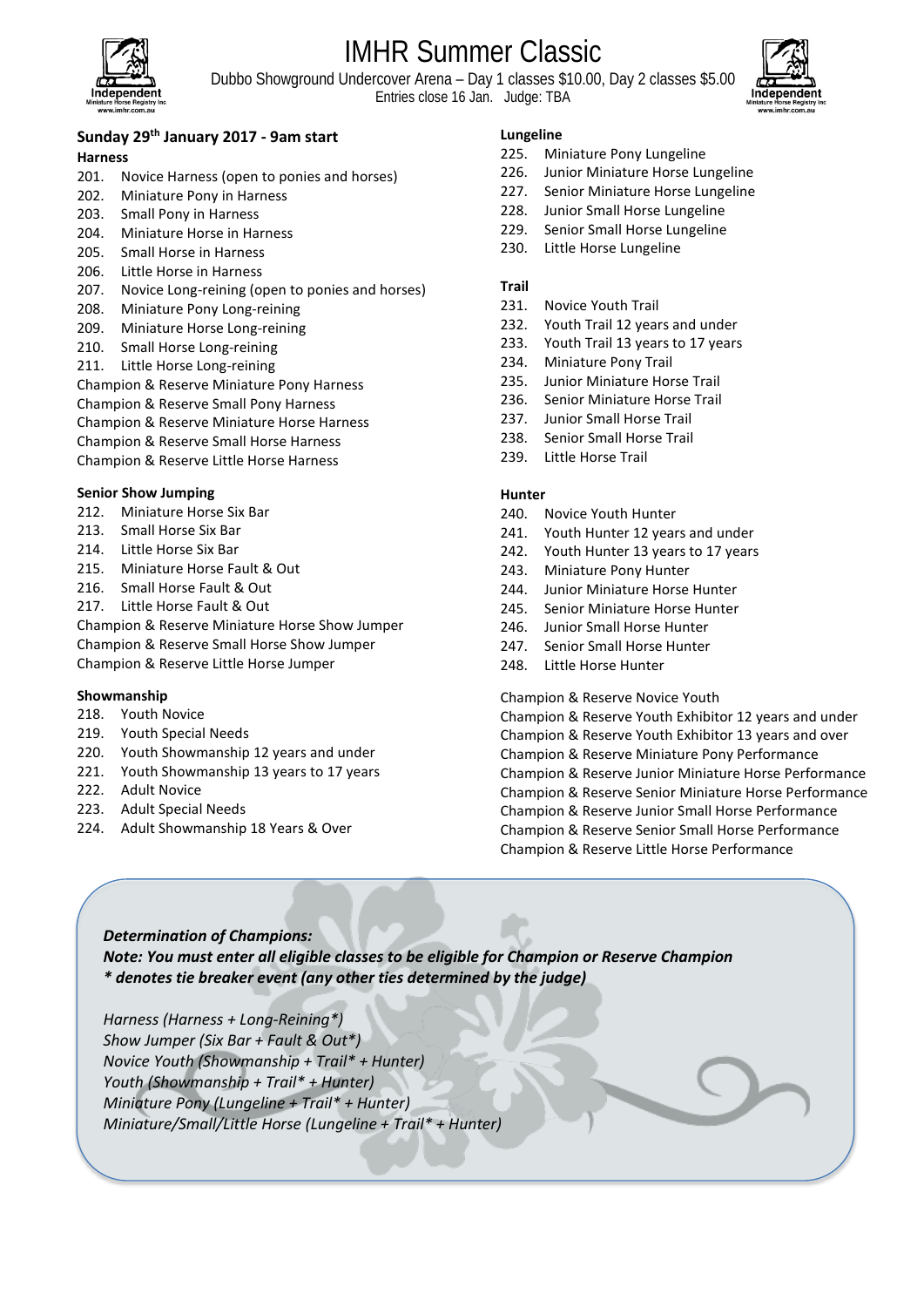# IMHR Summer Classic

Dubbo Showground Undercover Arena – Day 1 classes $10.00, Day 2 classes $5.00
Entries close 16 Jan. Judge: TBA

## Sunday 29th January 2017 - 9am start

### Harness

201. Novice Harness (open to ponies and horses)
202. Miniature Pony in Harness
203. Small Pony in Harness
204. Miniature Horse in Harness
205. Small Horse in Harness
206. Little Horse in Harness
207. Novice Long-reining (open to ponies and horses)
208. Miniature Pony Long-reining
209. Miniature Horse Long-reining
210. Small Horse Long-reining
211. Little Horse Long-reining

Champion & Reserve Miniature Pony Harness
Champion & Reserve Small Pony Harness
Champion & Reserve Miniature Horse Harness
Champion & Reserve Small Horse Harness
Champion & Reserve Little Horse Harness

### Senior Show Jumping

212. Miniature Horse Six Bar
213. Small Horse Six Bar
214. Little Horse Six Bar
215. Miniature Horse Fault & Out
216. Small Horse Fault & Out
217. Little Horse Fault & Out

Champion & Reserve Miniature Horse Show Jumper
Champion & Reserve Small Horse Show Jumper
Champion & Reserve Little Horse Jumper

### Showmanship

218. Youth Novice
219. Youth Special Needs
220. Youth Showmanship 12 years and under
221. Youth Showmanship 13 years to 17 years
222. Adult Novice
223. Adult Special Needs
224. Adult Showmanship 18 Years & Over

### Lungeline

225. Miniature Pony Lungeline
226. Junior Miniature Horse Lungeline
227. Senior Miniature Horse Lungeline
228. Junior Small Horse Lungeline
229. Senior Small Horse Lungeline
230. Little Horse Lungeline

### Trail

231. Novice Youth Trail
232. Youth Trail 12 years and under
233. Youth Trail 13 years to 17 years
234. Miniature Pony Trail
235. Junior Miniature Horse Trail
236. Senior Miniature Horse Trail
237. Junior Small Horse Trail
238. Senior Small Horse Trail
239. Little Horse Trail

### Hunter

240. Novice Youth Hunter
241. Youth Hunter 12 years and under
242. Youth Hunter 13 years to 17 years
243. Miniature Pony Hunter
244. Junior Miniature Horse Hunter
245. Senior Miniature Horse Hunter
246. Junior Small Horse Hunter
247. Senior Small Horse Hunter
248. Little Horse Hunter

Champion & Reserve Novice Youth
Champion & Reserve Youth Exhibitor 12 years and under
Champion & Reserve Youth Exhibitor 13 years and over
Champion & Reserve Miniature Pony Performance
Champion & Reserve Junior Miniature Horse Performance
Champion & Reserve Senior Miniature Horse Performance
Champion & Reserve Junior Small Horse Performance
Champion & Reserve Senior Small Horse Performance
Champion & Reserve Little Horse Performance

***Determination of Champions:***
***Note: You must enter all eligible classes to be eligible for Champion or Reserve Champion***
***\* denotes tie breaker event (any other ties determined by the judge)***

*Harness (Harness + Long-Reining*)*
*Show Jumper (Six Bar + Fault & Out*)*
*Novice Youth (Showmanship + Trail* + Hunter)*
*Youth (Showmanship + Trail* + Hunter)*
*Miniature Pony (Lungeline + Trail* + Hunter)*
*Miniature/Small/Little Horse (Lungeline + Trail* + Hunter)*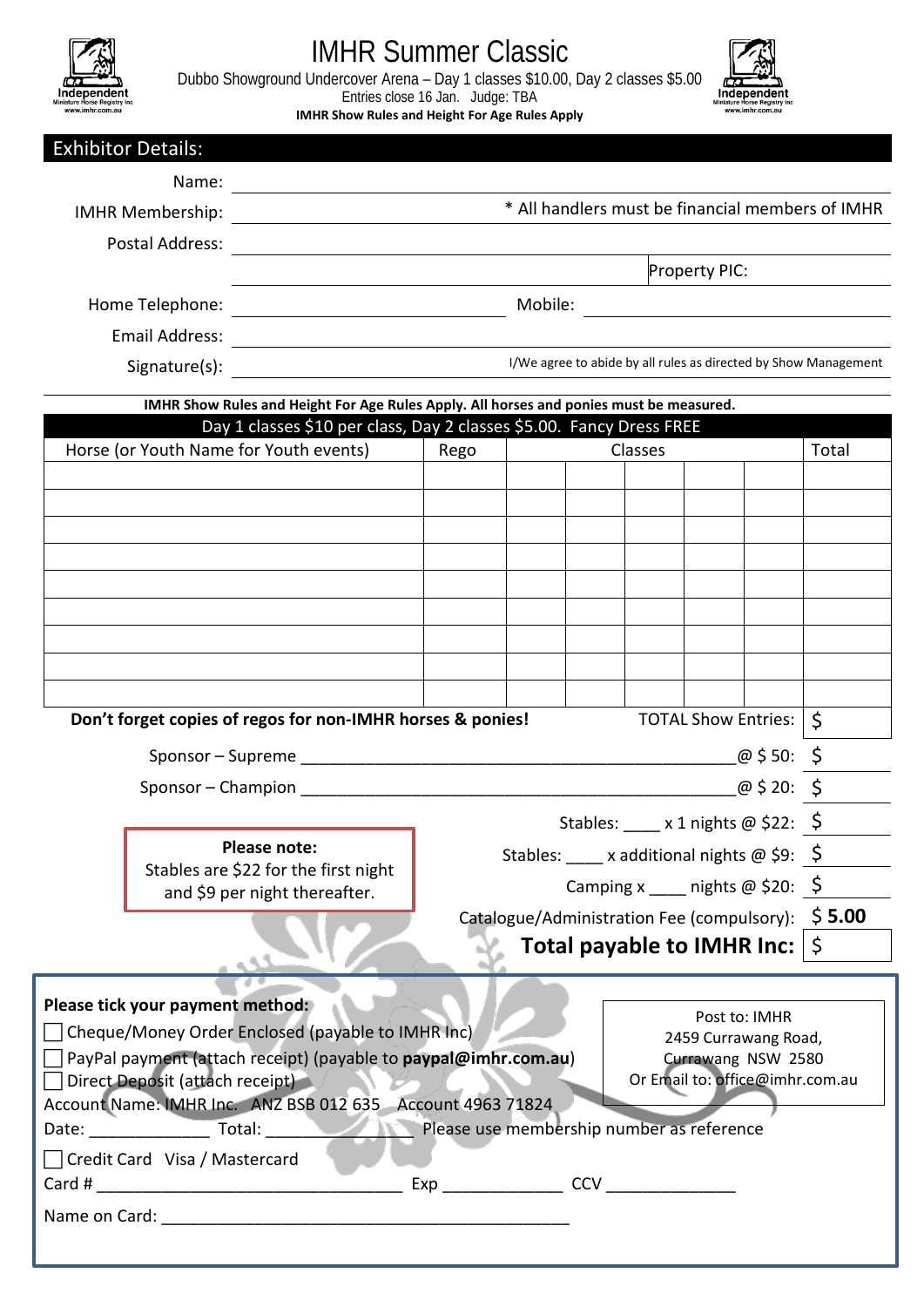# IMHR Summer Classic

Dubbo Showground Undercover Arena – Day 1 classes $10.00, Day 2 classes $5.00

Entries close 16 Jan. Judge: TBA

**IMHR Show Rules and Height For Age Rules Apply**

## Exhibitor Details:

Name: ______________________________

IMHR Membership: ______________________________ * All handlers must be financial members of IMHR

Postal Address: ______________________________

______________________________ Property PIC:

Home Telephone: ______________________________ Mobile: ______________________________

Email Address: ______________________________

Signature(s): ______________________________ I/We agree to abide by all rules as directed by Show Management

**IMHR Show Rules and Height For Age Rules Apply. All horses and ponies must be measured.**

**Day 1 classes $10 per class, Day 2 classes $5.00. Fancy Dress FREE**

| Horse (or Youth Name for Youth events) | Rego | Classes | | | | | Total |
|---|---|---|---|---|---|---|---|
| | | | | | | | |
| | | | | | | | |
| | | | | | | | |
| | | | | | | | |
| | | | | | | | |
| | | | | | | | |
| | | | | | | | |
| | | | | | | | |
| | | | | | | | |

**Don't forget copies of regos for non-IMHR horses & ponies!** TOTAL Show Entries: $

Sponsor – Supreme ______________________________ @ $ 50: $

Sponsor – Champion ______________________________ @ $ 20: $

Stables: ____ x 1 nights @ $22: $

Stables: ____ x additional nights @ $9: $

Camping x ____ nights @ $20: $

Catalogue/Administration Fee (compulsory): $ **5.00**

**Total payable to IMHR Inc:** $

**Please note:**
Stables are $22 for the first night and $9 per night thereafter.

**Please tick your payment method:**

☐ Cheque/Money Order Enclosed (payable to IMHR Inc)

☐ PayPal payment (attach receipt) (payable to **paypal@imhr.com.au**)

☐ Direct Deposit (attach receipt)

Account Name: IMHR Inc. ANZ BSB 012 635 Account 4963 71824

Date: _____________ Total: _____________ Please use membership number as reference

☐ Credit Card Visa / Mastercard

Card # ______________________________ Exp _____________ CCV _____________

Name on Card: ______________________________

Post to: IMHR
2459 Currawang Road,
Currawang NSW 2580
Or Email to: office@imhr.com.au